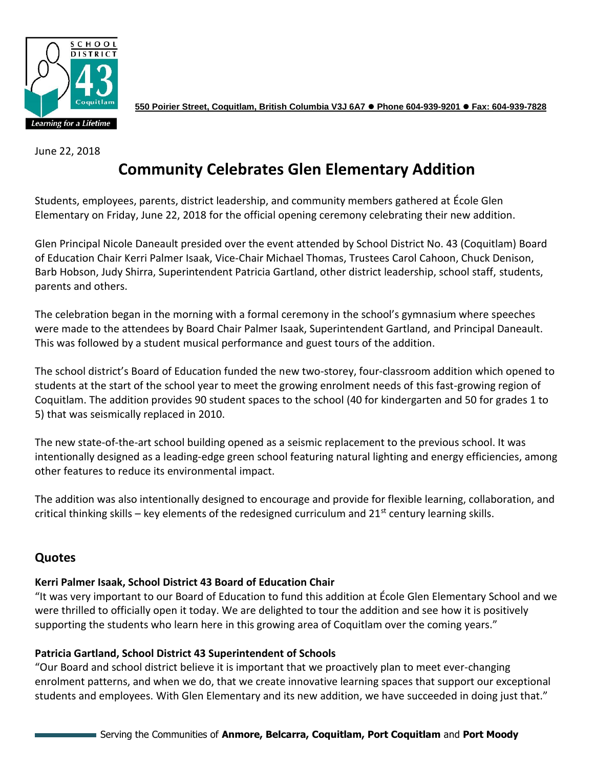**550 Poirier Street, Coquitlam, British Columbia V3J 6A7 ● Phone 604-939-9201 ● Fax: 604-939-7828**

June 22, 2018

# Community Celebrates Glen Elementary Addition

Students, employees, parents, district leadership, and community members gathered at École Glen Elementary on Friday, June 22, 2018 for the official opening ceremony celebrating their new addition.

Glen Principal Nicole Daneault presided over the event attended by School District No. 43 (Coquitlam) Board of Education Chair Kerri Palmer Isaak, Vice-Chair Michael Thomas, Trustees Carol Cahoon, Chuck Denison, Barb Hobson, Judy Shirra, Superintendent Patricia Gartland, other district leadership, school staff, students, parents and others.

The celebration began in the morning with a formal ceremony in the school's gymnasium where speeches were made to the attendees by Board Chair Palmer Isaak, Superintendent Gartland, and Principal Daneault. This was followed by a student musical performance and guest tours of the addition.

The school district's Board of Education funded the new two-storey, four-classroom addition which opened to students at the start of the school year to meet the growing enrolment needs of this fast-growing region of Coquitlam. The addition provides 90 student spaces to the school (40 for kindergarten and 50 for grades 1 to 5) that was seismically replaced in 2010.

The new state-of-the-art school building opened as a seismic replacement to the previous school. It was intentionally designed as a leading-edge green school featuring natural lighting and energy efficiencies, among other features to reduce its environmental impact.

The addition was also intentionally designed to encourage and provide for flexible learning, collaboration, and critical thinking skills – key elements of the redesigned curriculum and 21st century learning skills.

## Quotes

**Kerri Palmer Isaak, School District 43 Board of Education Chair**

"It was very important to our Board of Education to fund this addition at École Glen Elementary School and we were thrilled to officially open it today. We are delighted to tour the addition and see how it is positively supporting the students who learn here in this growing area of Coquitlam over the coming years."

**Patricia Gartland, School District 43 Superintendent of Schools**

"Our Board and school district believe it is important that we proactively plan to meet ever-changing enrolment patterns, and when we do, that we create innovative learning spaces that support our exceptional students and employees. With Glen Elementary and its new addition, we have succeeded in doing just that."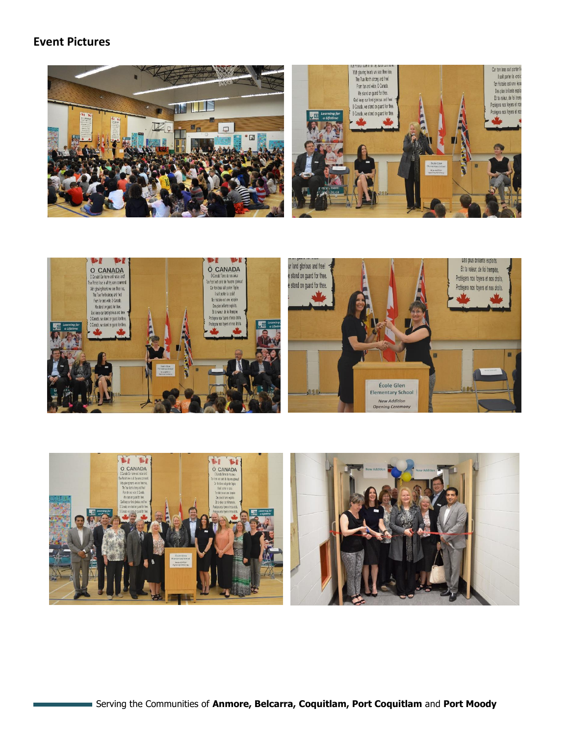## Event Pictures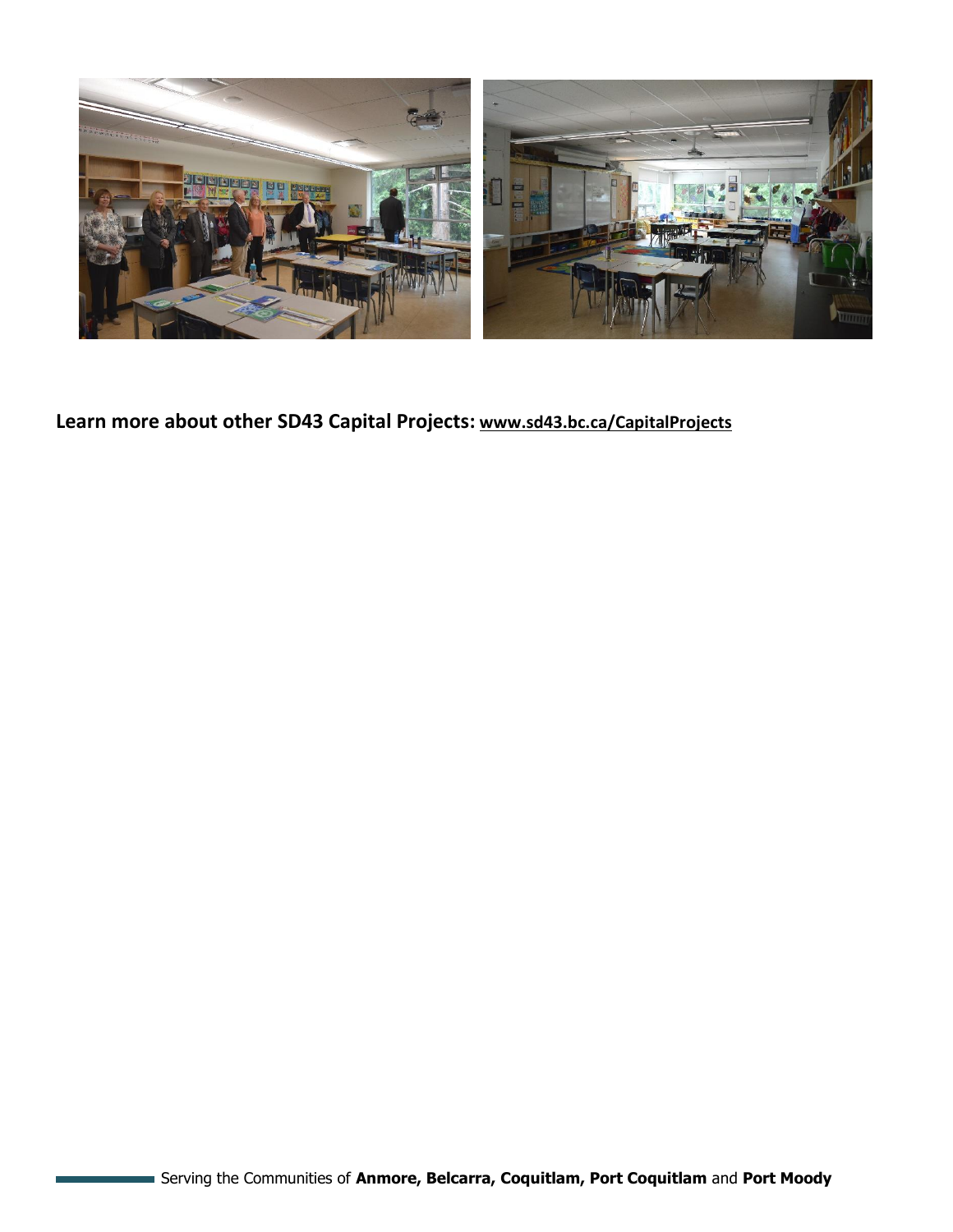**Learn more about other SD43 Capital Projects: www.sd43.bc.ca/CapitalProjects**